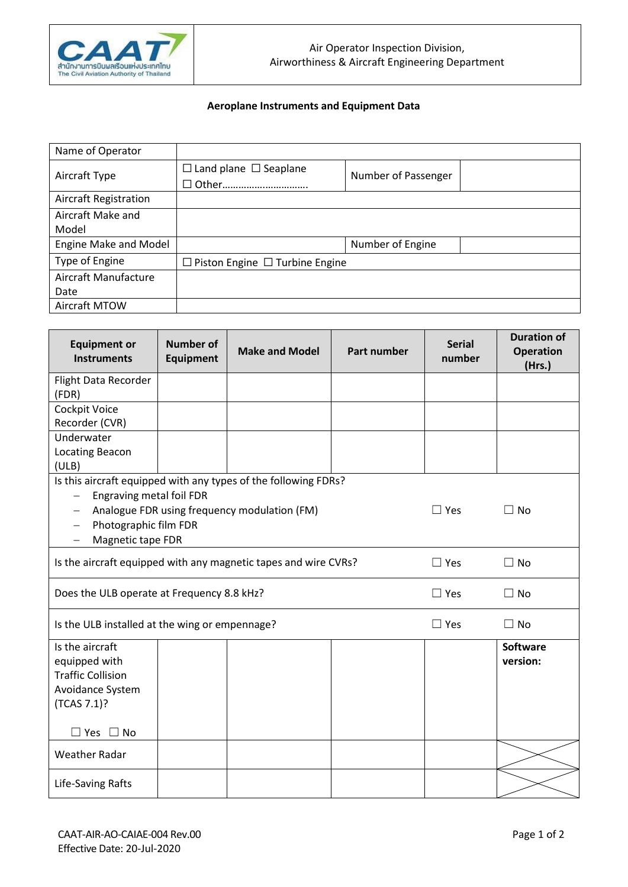Air Operator Inspection Division,
Airworthiness & Aircraft Engineering Department

**Aeroplane Instruments and Equipment Data**

| Name of Operator | | | |
|---|---|---|---|
| Aircraft Type | ☐ Land plane ☐ Seaplane ☐ Other……………………….. | Number of Passenger | |
| Aircraft Registration | | | |
| Aircraft Make and Model | | | |
| Engine Make and Model | | Number of Engine | |
| Type of Engine | ☐ Piston Engine ☐ Turbine Engine | | |
| Aircraft Manufacture Date | | | |
| Aircraft MTOW | | | |

| **Equipment or Instruments** | **Number of Equipment** | **Make and Model** | **Part number** | **Serial number** | **Duration of Operation (Hrs.)** |
|---|---|---|---|---|---|
| Flight Data Recorder (FDR) | | | | | |
| Cockpit Voice Recorder (CVR) | | | | | |
| Underwater Locating Beacon (ULB) | | | | | |
| Is this aircraft equipped with any types of the following FDRs?<br>– Engraving metal foil FDR<br>– Analogue FDR using frequency modulation (FM)<br>– Photographic film FDR<br>– Magnetic tape FDR | | | | ☐ Yes | ☐ No |
| Is the aircraft equipped with any magnetic tapes and wire CVRs? | | | | ☐ Yes | ☐ No |
| Does the ULB operate at Frequency 8.8 kHz? | | | | ☐ Yes | ☐ No |
| Is the ULB installed at the wing or empennage? | | | | ☐ Yes | ☐ No |
| Is the aircraft equipped with Traffic Collision Avoidance System (TCAS 7.1)?<br><br>☐ Yes ☐ No | | | | | **Software version:** |
| Weather Radar | | | | | X |
| Life-Saving Rafts | | | | | X |

CAAT-AIR-AO-CAIAE-004 Rev.00
Effective Date: 20-Jul-2020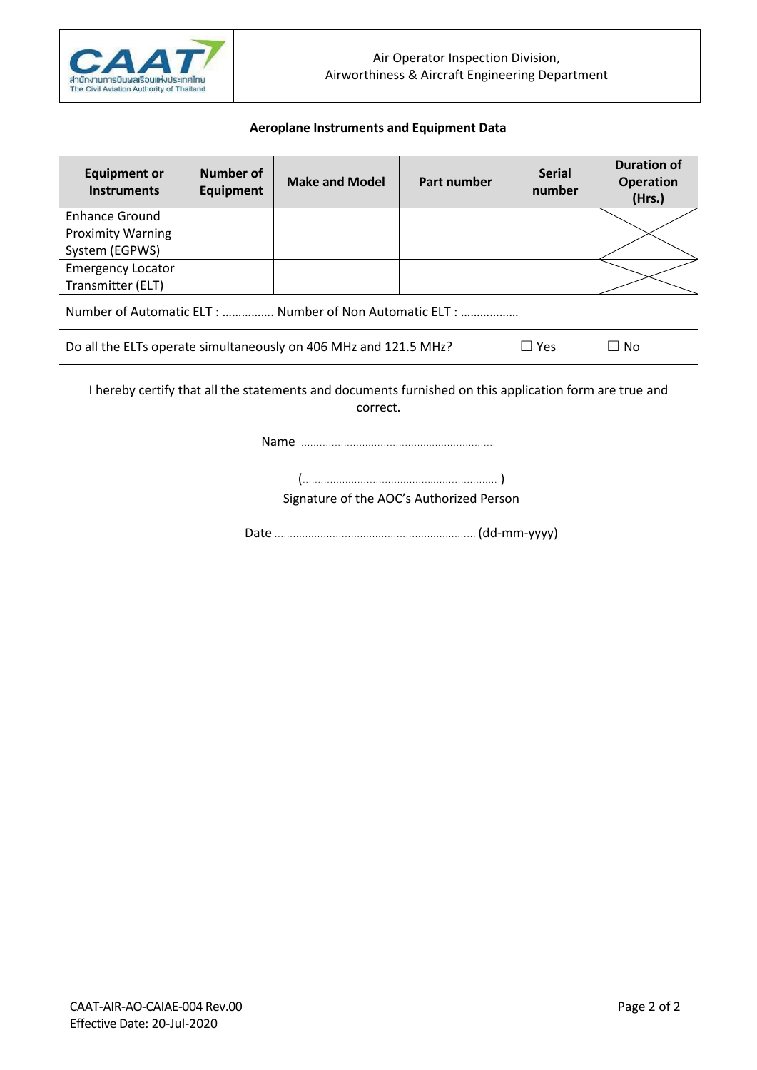Air Operator Inspection Division,
Airworthiness & Aircraft Engineering Department

**Aeroplane Instruments and Equipment Data**

| Equipment or Instruments | Number of Equipment | Make and Model | Part number | Serial number | Duration of Operation (Hrs.) |
|---|---|---|---|---|---|
| Enhance Ground Proximity Warning System (EGPWS) | | | | | X |
| Emergency Locator Transmitter (ELT) | | | | | X |
| Number of Automatic ELT : ……………. Number of Non Automatic ELT : ……………… | | | | | |
| Do all the ELTs operate simultaneously on 406 MHz and 121.5 MHz? | | | | ☐ Yes | ☐ No |

I hereby certify that all the statements and documents furnished on this application form are true and correct.

Name ………………………………………………………

(………………………………………………………)
Signature of the AOC's Authorized Person

Date ………………………………………………………… (dd-mm-yyyy)

CAAT-AIR-AO-CAIAE-004 Rev.00
Effective Date: 20-Jul-2020